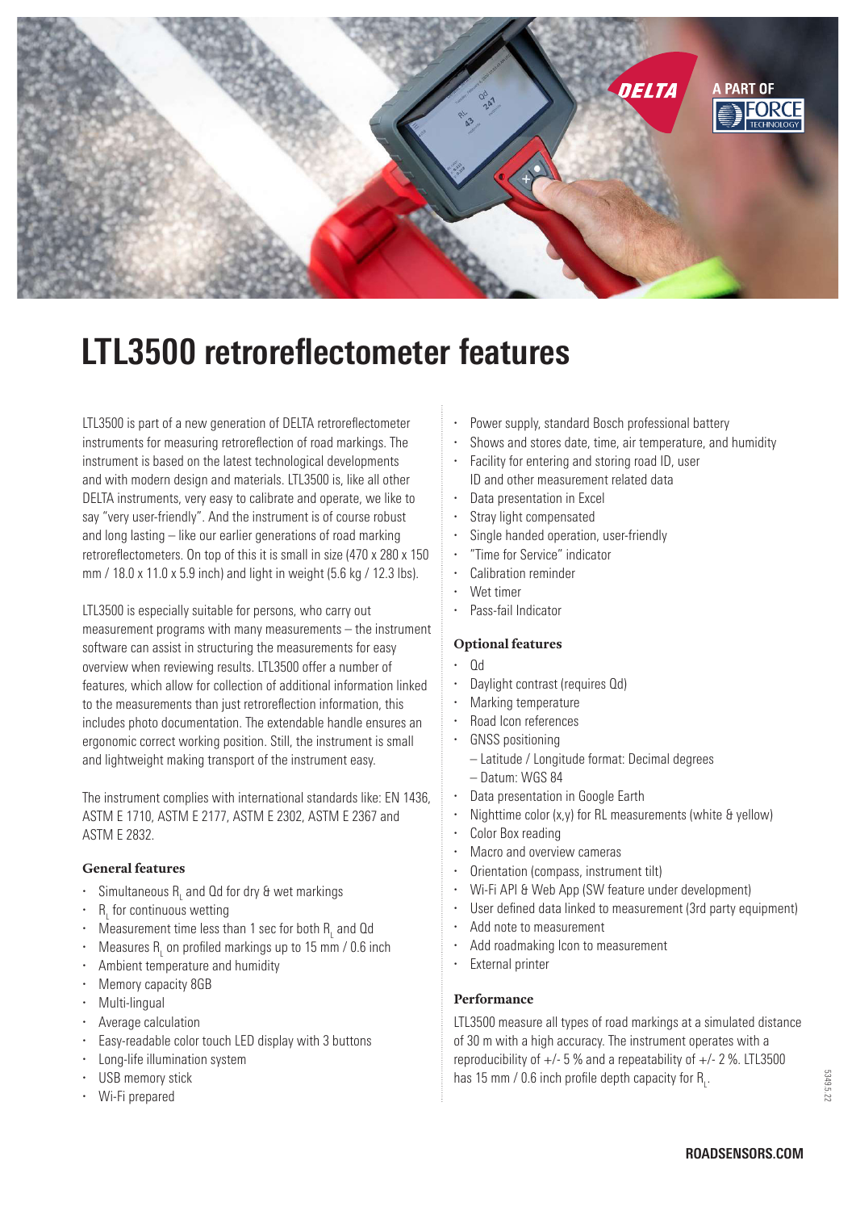# LTL3500 retroreflectometer features

LTL3500 is part of a new generation of DELTA retroreflectometer instruments for measuring retroreflection of road markings. The instrument is based on the latest technological developments and with modern design and materials. LTL3500 is, like all other DELTA instruments, very easy to calibrate and operate, we like to say "very user-friendly". And the instrument is of course robust and long lasting – like our earlier generations of road marking retroreflectometers. On top of this it is small in size (470 x 280 x 150 mm / 18.0 x 11.0 x 5.9 inch) and light in weight (5.6 kg / 12.3 lbs).

LTL3500 is especially suitable for persons, who carry out measurement programs with many measurements – the instrument software can assist in structuring the measurements for easy overview when reviewing results. LTL3500 offer a number of features, which allow for collection of additional information linked to the measurements than just retroreflection information, this includes photo documentation. The extendable handle ensures an ergonomic correct working position. Still, the instrument is small and lightweight making transport of the instrument easy.

The instrument complies with international standards like: EN 1436, ASTM E 1710, ASTM E 2177, ASTM E 2302, ASTM E 2367 and ASTM E 2832.

### General features

- Simultaneous $R_L$ and Qd for dry & wet markings
- $R_L$ for continuous wetting
- Measurement time less than 1 sec for both $R_L$ and Qd
- Measures $R_L$ on profiled markings up to 15 mm / 0.6 inch
- Ambient temperature and humidity
- Memory capacity 8GB
- Multi-lingual
- Average calculation
- Easy-readable color touch LED display with 3 buttons
- Long-life illumination system
- USB memory stick
- Wi-Fi prepared
- Power supply, standard Bosch professional battery
- Shows and stores date, time, air temperature, and humidity
- Facility for entering and storing road ID, user ID and other measurement related data
- Data presentation in Excel
- Stray light compensated
- Single handed operation, user-friendly
- "Time for Service" indicator
- Calibration reminder
- Wet timer
- Pass-fail Indicator

### Optional features

- Qd
- Daylight contrast (requires Qd)
- Marking temperature
- Road Icon references
- GNSS positioning
  - Latitude / Longitude format: Decimal degrees
  - Datum: WGS 84
- Data presentation in Google Earth
- Nighttime color (x,y) for RL measurements (white & yellow)
- Color Box reading
- Macro and overview cameras
- Orientation (compass, instrument tilt)
- Wi-Fi API & Web App (SW feature under development)
- User defined data linked to measurement (3rd party equipment)
- Add note to measurement
- Add roadmaking Icon to measurement
- External printer

### Performance

LTL3500 measure all types of road markings at a simulated distance of 30 m with a high accuracy. The instrument operates with a reproducibility of +/- 5 % and a repeatability of +/- 2 %. LTL3500 has 15 mm / 0.6 inch profile depth capacity for $R_L$.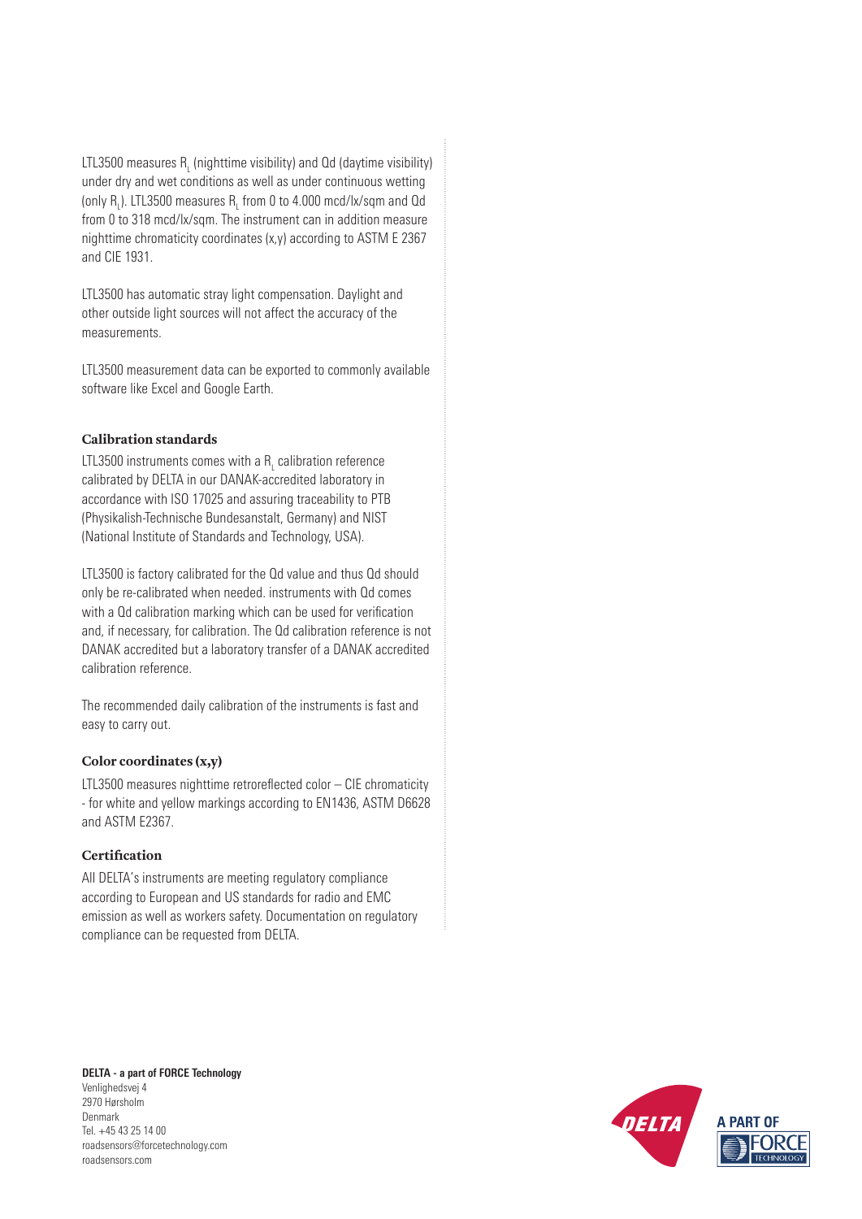LTL3500 measures $R_L$ (nighttime visibility) and Qd (daytime visibility) under dry and wet conditions as well as under continuous wetting (only $R_L$). LTL3500 measures $R_L$ from 0 to 4.000 mcd/lx/sqm and Qd from 0 to 318 mcd/lx/sqm. The instrument can in addition measure nighttime chromaticity coordinates (x,y) according to ASTM E 2367 and CIE 1931.

LTL3500 has automatic stray light compensation. Daylight and other outside light sources will not affect the accuracy of the measurements.

LTL3500 measurement data can be exported to commonly available software like Excel and Google Earth.

### Calibration standards

LTL3500 instruments comes with a $R_L$ calibration reference calibrated by DELTA in our DANAK-accredited laboratory in accordance with ISO 17025 and assuring traceability to PTB (Physikalish-Technische Bundesanstalt, Germany) and NIST (National Institute of Standards and Technology, USA).

LTL3500 is factory calibrated for the Qd value and thus Qd should only be re-calibrated when needed. instruments with Qd comes with a Qd calibration marking which can be used for verification and, if necessary, for calibration. The Qd calibration reference is not DANAK accredited but a laboratory transfer of a DANAK accredited calibration reference.

The recommended daily calibration of the instruments is fast and easy to carry out.

### Color coordinates (x,y)

LTL3500 measures nighttime retroreflected color – CIE chromaticity - for white and yellow markings according to EN1436, ASTM D6628 and ASTM E2367.

### Certification

All DELTA's instruments are meeting regulatory compliance according to European and US standards for radio and EMC emission as well as workers safety. Documentation on regulatory compliance can be requested from DELTA.

**DELTA - a part of FORCE Technology**
Venlighedsvej 4
2970 Hørsholm
Denmark
Tel. +45 43 25 14 00
roadsensors@forcetechnology.com
roadsensors.com

DELTA A PART OF FORCE TECHNOLOGY